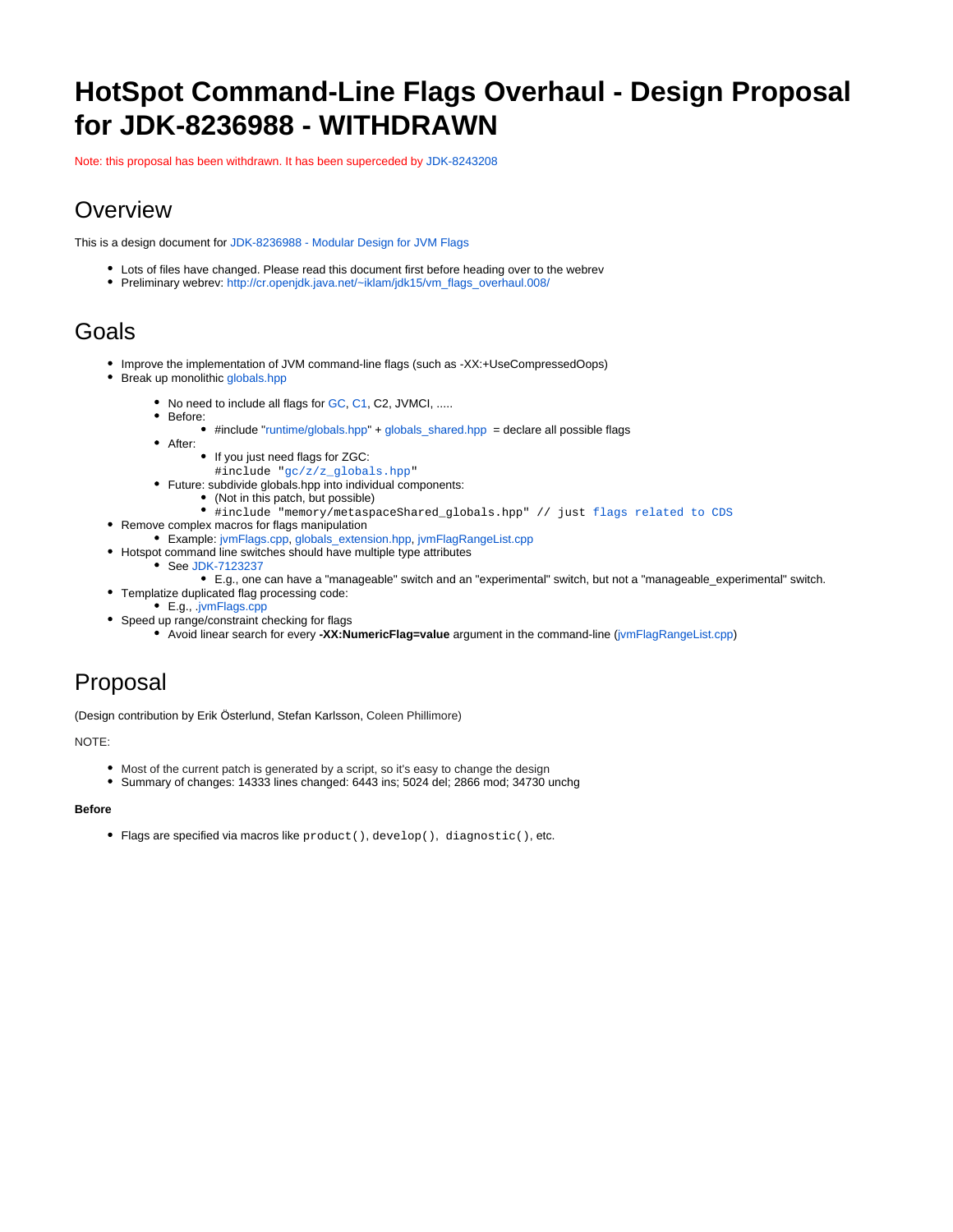# HotSpot Command-Line Flags Overhaul - Design Proposal for JDK-8236988 - WITHDRAWN

Note: this proposal has been withdrawn. It has been superceded by JDK-8243208

## Overview

This is a design document for JDK-8236988 - Modular Design for JVM Flags

- Lots of files have changed. Please read this document first before heading over to the webrev
- Preliminary webrev: http://cr.openjdk.java.net/~iklam/jdk15/vm_flags_overhaul.008/

## Goals

- Improve the implementation of JVM command-line flags (such as -XX:+UseCompressedOops)
- Break up monolithic globals.hpp
  - No need to include all flags for GC, C1, C2, JVMCI, .....
  - Before:
    - #include "runtime/globals.hpp" + globals_shared.hpp = declare all possible flags
  - After:
    - If you just need flags for ZGC:
      `#include "gc/z/z_globals.hpp"`
  - Future: subdivide globals.hpp into individual components:
    - (Not in this patch, but possible)
    - `#include "memory/metaspaceShared_globals.hpp" // just flags related to CDS`
- Remove complex macros for flags manipulation
  - Example: jvmFlags.cpp, globals_extension.hpp, jvmFlagRangeList.cpp
- Hotspot command line switches should have multiple type attributes
  - See JDK-7123237
    - E.g., one can have a "manageable" switch and an "experimental" switch, but not a "manageable_experimental" switch.
- Templatize duplicated flag processing code:
  - E.g., .jvmFlags.cpp
- Speed up range/constraint checking for flags
  - Avoid linear search for every **-XX:NumericFlag=value** argument in the command-line (jvmFlagRangeList.cpp)

## Proposal

(Design contribution by Erik Österlund, Stefan Karlsson, Coleen Phillimore)

NOTE:

- Most of the current patch is generated by a script, so it's easy to change the design
- Summary of changes: 14333 lines changed: 6443 ins; 5024 del; 2866 mod; 34730 unchg

**Before**

- Flags are specified via macros like `product()`, `develop()`, `diagnostic()`, etc.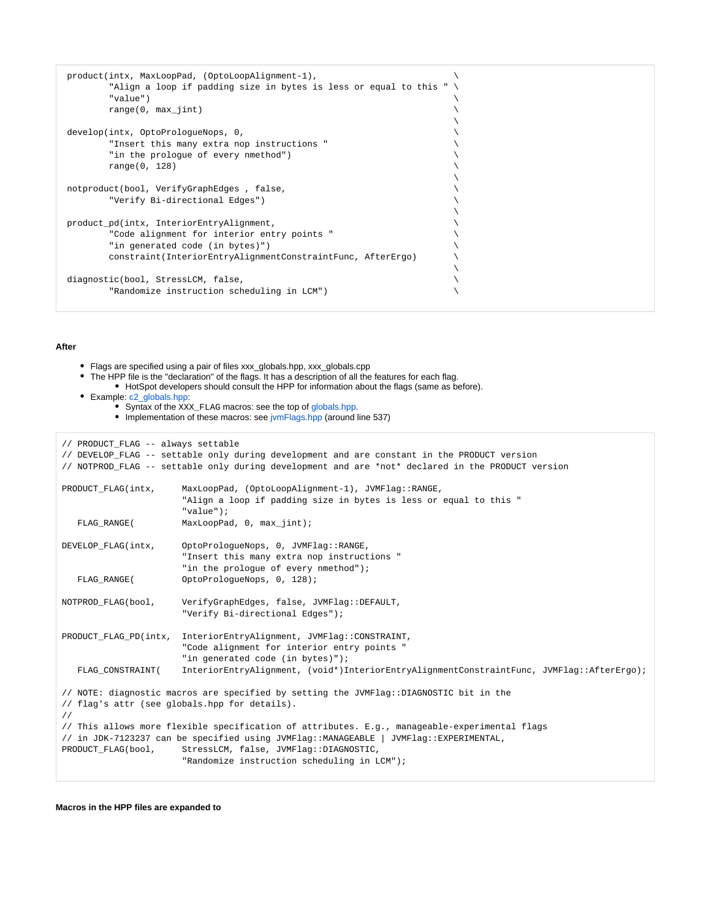```
product(intx, MaxLoopPad, (OptoLoopAlignment-1),                         \
        "Align a loop if padding size in bytes is less or equal to this " \
        "value")                                                          \
        range(0, max_jint)                                                \
                                                                          \
develop(intx, OptoPrologueNops, 0,                                        \
        "Insert this many extra nop instructions "                        \
        "in the prologue of every nmethod")                               \
        range(0, 128)                                                     \
                                                                          \
notproduct(bool, VerifyGraphEdges , false,                                \
        "Verify Bi-directional Edges")                                    \
                                                                          \
product_pd(intx, InteriorEntryAlignment,                                  \
        "Code alignment for interior entry points "                       \
        "in generated code (in bytes)")                                   \
        constraint(InteriorEntryAlignmentConstraintFunc, AfterErgo)       \
                                                                          \
diagnostic(bool, StressLCM, false,                                        \
        "Randomize instruction scheduling in LCM")                        \
```

**After**

- Flags are specified using a pair of files xxx_globals.hpp, xxx_globals.cpp
- The HPP file is the "declaration" of the flags. It has a description of all the features for each flag.
  - HotSpot developers should consult the HPP for information about the flags (same as before).
- Example: c2_globals.hpp:
  - Syntax of the XXX_FLAG macros: see the top of globals.hpp.
  - Implementation of these macros: see jvmFlags.hpp (around line 537)

```
// PRODUCT_FLAG -- always settable
// DEVELOP_FLAG -- settable only during development and are constant in the PRODUCT version
// NOTPROD_FLAG -- settable only during development and are *not* declared in the PRODUCT version

PRODUCT_FLAG(intx,      MaxLoopPad, (OptoLoopAlignment-1), JVMFlag::RANGE,
                        "Align a loop if padding size in bytes is less or equal to this "
                        "value");
   FLAG_RANGE(          MaxLoopPad, 0, max_jint);

DEVELOP_FLAG(intx,      OptoPrologueNops, 0, JVMFlag::RANGE,
                        "Insert this many extra nop instructions "
                        "in the prologue of every nmethod");
   FLAG_RANGE(          OptoPrologueNops, 0, 128);

NOTPROD_FLAG(bool,      VerifyGraphEdges, false, JVMFlag::DEFAULT,
                        "Verify Bi-directional Edges");

PRODUCT_FLAG_PD(intx,   InteriorEntryAlignment, JVMFlag::CONSTRAINT,
                        "Code alignment for interior entry points "
                        "in generated code (in bytes)");
   FLAG_CONSTRAINT(     InteriorEntryAlignment, (void*)InteriorEntryAlignmentConstraintFunc, JVMFlag::AfterErgo);

// NOTE: diagnostic macros are specified by setting the JVMFlag::DIAGNOSTIC bit in the
// flag's attr (see globals.hpp for details).
//
// This allows more flexible specification of attributes. E.g., manageable-experimental flags
// in JDK-7123237 can be specified using JVMFlag::MANAGEABLE | JVMFlag::EXPERIMENTAL,
PRODUCT_FLAG(bool,      StressLCM, false, JVMFlag::DIAGNOSTIC,
                        "Randomize instruction scheduling in LCM");
```

**Macros in the HPP files are expanded to**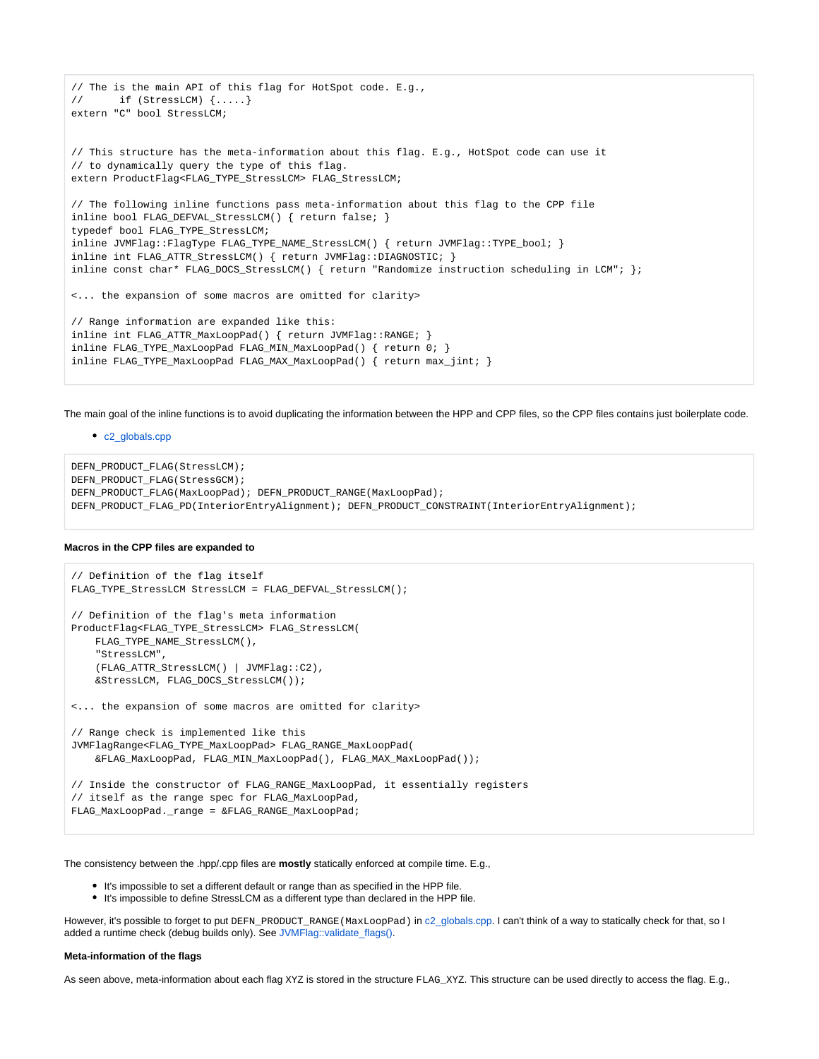```
// The is the main API of this flag for HotSpot code. E.g.,
//      if (StressLCM) {.....}
extern "C" bool StressLCM;


// This structure has the meta-information about this flag. E.g., HotSpot code can use it
// to dynamically query the type of this flag.
extern ProductFlag<FLAG_TYPE_StressLCM> FLAG_StressLCM;

// The following inline functions pass meta-information about this flag to the CPP file
inline bool FLAG_DEFVAL_StressLCM() { return false; }
typedef bool FLAG_TYPE_StressLCM;
inline JVMFlag::FlagType FLAG_TYPE_NAME_StressLCM() { return JVMFlag::TYPE_bool; }
inline int FLAG_ATTR_StressLCM() { return JVMFlag::DIAGNOSTIC; }
inline const char* FLAG_DOCS_StressLCM() { return "Randomize instruction scheduling in LCM"; };

<... the expansion of some macros are omitted for clarity>

// Range information are expanded like this:
inline int FLAG_ATTR_MaxLoopPad() { return JVMFlag::RANGE; }
inline FLAG_TYPE_MaxLoopPad FLAG_MIN_MaxLoopPad() { return 0; }
inline FLAG_TYPE_MaxLoopPad FLAG_MAX_MaxLoopPad() { return max_jint; }
```

The main goal of the inline functions is to avoid duplicating the information between the HPP and CPP files, so the CPP files contains just boilerplate code.

- c2_globals.cpp

```
DEFN_PRODUCT_FLAG(StressLCM);
DEFN_PRODUCT_FLAG(StressGCM);
DEFN_PRODUCT_FLAG(MaxLoopPad); DEFN_PRODUCT_RANGE(MaxLoopPad);
DEFN_PRODUCT_FLAG_PD(InteriorEntryAlignment); DEFN_PRODUCT_CONSTRAINT(InteriorEntryAlignment);
```

**Macros in the CPP files are expanded to**

```
// Definition of the flag itself
FLAG_TYPE_StressLCM StressLCM = FLAG_DEFVAL_StressLCM();

// Definition of the flag's meta information
ProductFlag<FLAG_TYPE_StressLCM> FLAG_StressLCM(
    FLAG_TYPE_NAME_StressLCM(),
    "StressLCM",
    (FLAG_ATTR_StressLCM() | JVMFlag::C2),
    &StressLCM, FLAG_DOCS_StressLCM());

<... the expansion of some macros are omitted for clarity>

// Range check is implemented like this
JVMFlagRange<FLAG_TYPE_MaxLoopPad> FLAG_RANGE_MaxLoopPad(
    &FLAG_MaxLoopPad, FLAG_MIN_MaxLoopPad(), FLAG_MAX_MaxLoopPad());

// Inside the constructor of FLAG_RANGE_MaxLoopPad, it essentially registers
// itself as the range spec for FLAG_MaxLoopPad,
FLAG_MaxLoopPad._range = &FLAG_RANGE_MaxLoopPad;
```

The consistency between the .hpp/.cpp files are **mostly** statically enforced at compile time. E.g.,

- It's impossible to set a different default or range than as specified in the HPP file.
- It's impossible to define StressLCM as a different type than declared in the HPP file.

However, it's possible to forget to put `DEFN_PRODUCT_RANGE(MaxLoopPad)` in c2_globals.cpp. I can't think of a way to statically check for that, so I added a runtime check (debug builds only). See JVMFlag::validate_flags().

**Meta-information of the flags**

As seen above, meta-information about each flag XYZ is stored in the structure FLAG_XYZ. This structure can be used directly to access the flag. E.g.,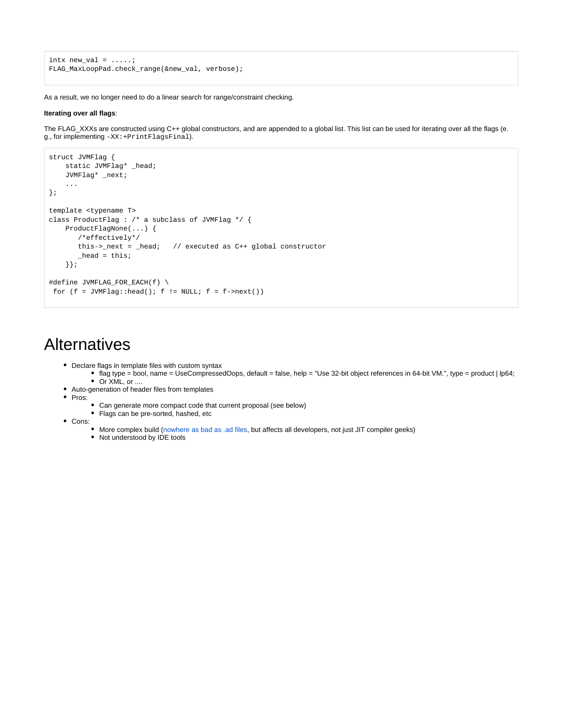```
intx new_val = .....;
FLAG_MaxLoopPad.check_range(&new_val, verbose);
```

As a result, we no longer need to do a linear search for range/constraint checking.

**Iterating over all flags**:

The FLAG_XXXs are constructed using C++ global constructors, and are appended to a global list. This list can be used for iterating over all the flags (e.g., for implementing `-XX:+PrintFlagsFinal`).

```
struct JVMFlag {
    static JVMFlag* _head;
    JVMFlag* _next;
    ...
};

template <typename T>
class ProductFlag : /* a subclass of JVMFlag */ {
    ProductFlagNone(...) {
       /*effectively*/
       this->_next = _head;   // executed as C++ global constructor
       _head = this;
    }};

#define JVMFLAG_FOR_EACH(f) \
 for (f = JVMFlag::head(); f != NULL; f = f->next())
```

# Alternatives

- Declare flags in template files with custom syntax
    - flag type = bool, name = UseCompressedOops, default = false, help = "Use 32-bit object references in 64-bit VM.", type = product | lp64;
    - Or XML, or ....
- Auto-generation of header files from templates
- Pros:
    - Can generate more compact code that current proposal (see below)
    - Flags can be pre-sorted, hashed, etc
- Cons:
    - More complex build (nowhere as bad as .ad files, but affects all developers, not just JIT compiler geeks)
    - Not understood by IDE tools